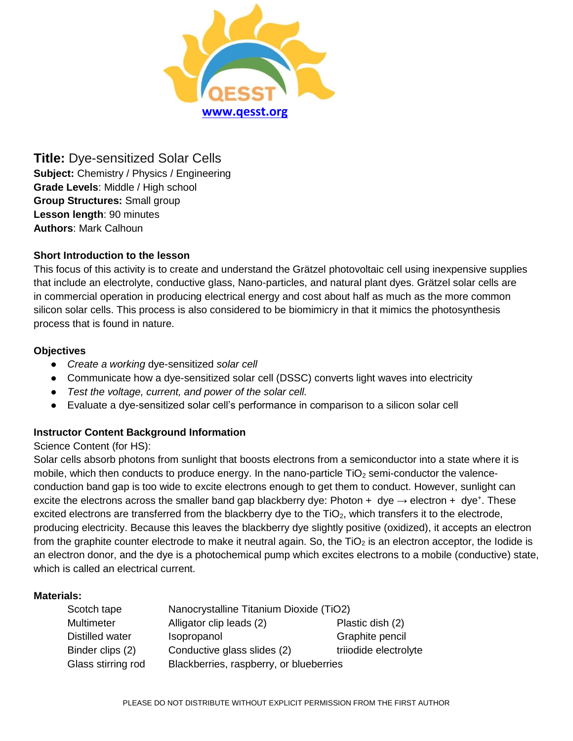www.qesst.org

**Title:** Dye-sensitized Solar Cells
**Subject:** Chemistry / Physics / Engineering
**Grade Levels**: Middle / High school
**Group Structures:** Small group
**Lesson length**: 90 minutes
**Authors**: Mark Calhoun

### Short Introduction to the lesson

This focus of this activity is to create and understand the Grätzel photovoltaic cell using inexpensive supplies that include an electrolyte, conductive glass, Nano-particles, and natural plant dyes. Grätzel solar cells are in commercial operation in producing electrical energy and cost about half as much as the more common silicon solar cells. This process is also considered to be biomimicry in that it mimics the photosynthesis process that is found in nature.

### Objectives

- *Create a working* dye-sensitized *solar cell*
- Communicate how a dye-sensitized solar cell (DSSC) converts light waves into electricity
- *Test the voltage, current, and power of the solar cell.*
- Evaluate a dye-sensitized solar cell's performance in comparison to a silicon solar cell

### Instructor Content Background Information

Science Content (for HS):

Solar cells absorb photons from sunlight that boosts electrons from a semiconductor into a state where it is mobile, which then conducts to produce energy. In the nano-particle $TiO_2$ semi-conductor the valence-conduction band gap is too wide to excite electrons enough to get them to conduct. However, sunlight can excite the electrons across the smaller band gap blackberry dye: Photon + dye → electron + dye$^+$. These excited electrons are transferred from the blackberry dye to the $TiO_2$, which transfers it to the electrode, producing electricity. Because this leaves the blackberry dye slightly positive (oxidized), it accepts an electron from the graphite counter electrode to make it neutral again. So, the $TiO_2$ is an electron acceptor, the Iodide is an electron donor, and the dye is a photochemical pump which excites electrons to a mobile (conductive) state, which is called an electrical current.

### Materials:

| | | |
|---|---|---|
| Scotch tape | Nanocrystalline Titanium Dioxide ($TiO_2$) | |
| Multimeter | Alligator clip leads (2) | Plastic dish (2) |
| Distilled water | Isopropanol | Graphite pencil |
| Binder clips (2) | Conductive glass slides (2) | triiodide electrolyte |
| Glass stirring rod | Blackberries, raspberry, or blueberries | |

PLEASE DO NOT DISTRIBUTE WITHOUT EXPLICIT PERMISSION FROM THE FIRST AUTHOR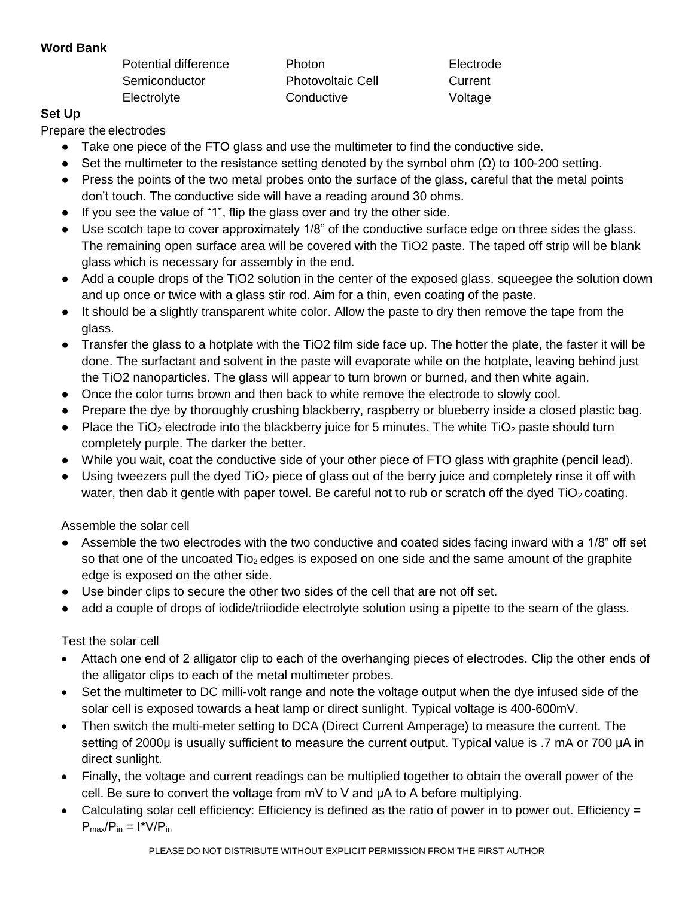**Word Bank**

| Potential difference | Photon | Electrode |
| --- | --- | --- |
| Semiconductor | Photovoltaic Cell | Current |
| Electrolyte | Conductive | Voltage |

**Set Up**

Prepare the electrodes

- Take one piece of the FTO glass and use the multimeter to find the conductive side.
- Set the multimeter to the resistance setting denoted by the symbol ohm (Ω) to 100-200 setting.
- Press the points of the two metal probes onto the surface of the glass, careful that the metal points don't touch. The conductive side will have a reading around 30 ohms.
- If you see the value of "1", flip the glass over and try the other side.
- Use scotch tape to cover approximately 1/8" of the conductive surface edge on three sides the glass. The remaining open surface area will be covered with the TiO2 paste. The taped off strip will be blank glass which is necessary for assembly in the end.
- Add a couple drops of the TiO2 solution in the center of the exposed glass. squeegee the solution down and up once or twice with a glass stir rod. Aim for a thin, even coating of the paste.
- It should be a slightly transparent white color. Allow the paste to dry then remove the tape from the glass.
- Transfer the glass to a hotplate with the TiO2 film side face up. The hotter the plate, the faster it will be done. The surfactant and solvent in the paste will evaporate while on the hotplate, leaving behind just the TiO2 nanoparticles. The glass will appear to turn brown or burned, and then white again.
- Once the color turns brown and then back to white remove the electrode to slowly cool.
- Prepare the dye by thoroughly crushing blackberry, raspberry or blueberry inside a closed plastic bag.
- Place the $TiO_2$ electrode into the blackberry juice for 5 minutes. The white $TiO_2$ paste should turn completely purple. The darker the better.
- While you wait, coat the conductive side of your other piece of FTO glass with graphite (pencil lead).
- Using tweezers pull the dyed $TiO_2$ piece of glass out of the berry juice and completely rinse it off with water, then dab it gentle with paper towel. Be careful not to rub or scratch off the dyed $TiO_2$ coating.

Assemble the solar cell

- Assemble the two electrodes with the two conductive and coated sides facing inward with a 1/8" off set so that one of the uncoated $Tio_2$ edges is exposed on one side and the same amount of the graphite edge is exposed on the other side.
- Use binder clips to secure the other two sides of the cell that are not off set.
- add a couple of drops of iodide/triiodide electrolyte solution using a pipette to the seam of the glass.

Test the solar cell

- Attach one end of 2 alligator clip to each of the overhanging pieces of electrodes. Clip the other ends of the alligator clips to each of the metal multimeter probes.
- Set the multimeter to DC milli-volt range and note the voltage output when the dye infused side of the solar cell is exposed towards a heat lamp or direct sunlight. Typical voltage is 400-600mV.
- Then switch the multi-meter setting to DCA (Direct Current Amperage) to measure the current. The setting of 2000μ is usually sufficient to measure the current output. Typical value is .7 mA or 700 μA in direct sunlight.
- Finally, the voltage and current readings can be multiplied together to obtain the overall power of the cell. Be sure to convert the voltage from mV to V and μA to A before multiplying.
- Calculating solar cell efficiency: Efficiency is defined as the ratio of power in to power out. Efficiency = $P_{max}/P_{in} = I*V/P_{in}$

PLEASE DO NOT DISTRIBUTE WITHOUT EXPLICIT PERMISSION FROM THE FIRST AUTHOR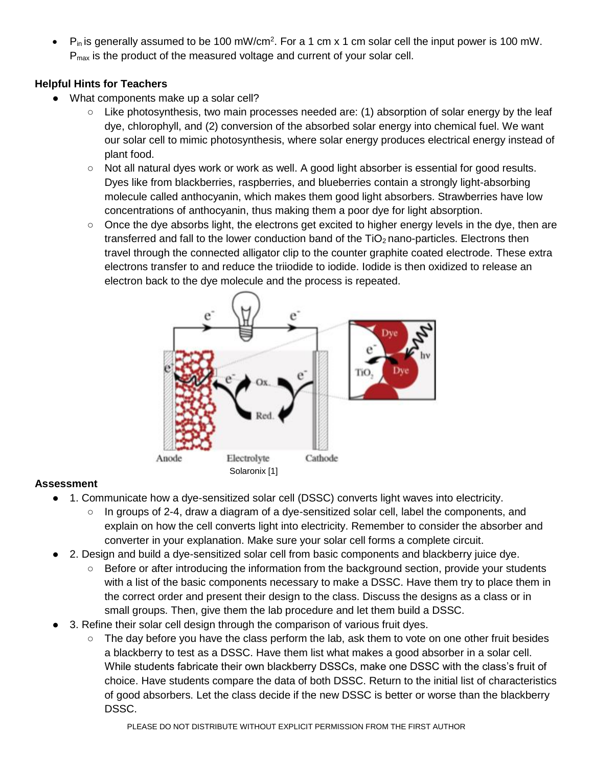- $P_{in}$ is generally assumed to be 100 mW/cm$^2$. For a 1 cm x 1 cm solar cell the input power is 100 mW. $P_{max}$ is the product of the measured voltage and current of your solar cell.

**Helpful Hints for Teachers**

- What components make up a solar cell?
  - Like photosynthesis, two main processes needed are: (1) absorption of solar energy by the leaf dye, chlorophyll, and (2) conversion of the absorbed solar energy into chemical fuel. We want our solar cell to mimic photosynthesis, where solar energy produces electrical energy instead of plant food.
  - Not all natural dyes work or work as well. A good light absorber is essential for good results. Dyes like from blackberries, raspberries, and blueberries contain a strongly light-absorbing molecule called anthocyanin, which makes them good light absorbers. Strawberries have low concentrations of anthocyanin, thus making them a poor dye for light absorption.
  - Once the dye absorbs light, the electrons get excited to higher energy levels in the dye, then are transferred and fall to the lower conduction band of the $TiO_2$ nano-particles. Electrons then travel through the connected alligator clip to the counter graphite coated electrode. These extra electrons transfer to and reduce the triiodide to iodide. Iodide is then oxidized to release an electron back to the dye molecule and the process is repeated.

Solaronix [1]

**Assessment**

- 1. Communicate how a dye-sensitized solar cell (DSSC) converts light waves into electricity.
  - In groups of 2-4, draw a diagram of a dye-sensitized solar cell, label the components, and explain on how the cell converts light into electricity. Remember to consider the absorber and converter in your explanation. Make sure your solar cell forms a complete circuit.
- 2. Design and build a dye-sensitized solar cell from basic components and blackberry juice dye.
  - Before or after introducing the information from the background section, provide your students with a list of the basic components necessary to make a DSSC. Have them try to place them in the correct order and present their design to the class. Discuss the designs as a class or in small groups. Then, give them the lab procedure and let them build a DSSC.
- 3. Refine their solar cell design through the comparison of various fruit dyes.
  - The day before you have the class perform the lab, ask them to vote on one other fruit besides a blackberry to test as a DSSC. Have them list what makes a good absorber in a solar cell. While students fabricate their own blackberry DSSCs, make one DSSC with the class's fruit of choice. Have students compare the data of both DSSC. Return to the initial list of characteristics of good absorbers. Let the class decide if the new DSSC is better or worse than the blackberry DSSC.

PLEASE DO NOT DISTRIBUTE WITHOUT EXPLICIT PERMISSION FROM THE FIRST AUTHOR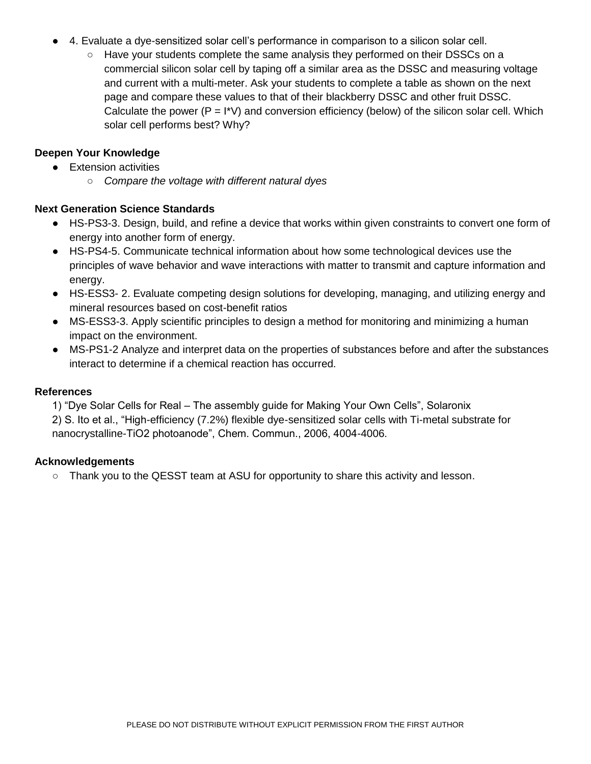- 4. Evaluate a dye-sensitized solar cell's performance in comparison to a silicon solar cell.
  - Have your students complete the same analysis they performed on their DSSCs on a commercial silicon solar cell by taping off a similar area as the DSSC and measuring voltage and current with a multi-meter. Ask your students to complete a table as shown on the next page and compare these values to that of their blackberry DSSC and other fruit DSSC. Calculate the power ($P = I*V$) and conversion efficiency (below) of the silicon solar cell. Which solar cell performs best? Why?

**Deepen Your Knowledge**

- Extension activities
  - *Compare the voltage with different natural dyes*

**Next Generation Science Standards**

- HS-PS3-3. Design, build, and refine a device that works within given constraints to convert one form of energy into another form of energy.
- HS-PS4-5. Communicate technical information about how some technological devices use the principles of wave behavior and wave interactions with matter to transmit and capture information and energy.
- HS-ESS3- 2. Evaluate competing design solutions for developing, managing, and utilizing energy and mineral resources based on cost-benefit ratios
- MS-ESS3-3. Apply scientific principles to design a method for monitoring and minimizing a human impact on the environment.
- MS-PS1-2 Analyze and interpret data on the properties of substances before and after the substances interact to determine if a chemical reaction has occurred.

**References**

1) "Dye Solar Cells for Real – The assembly guide for Making Your Own Cells", Solaronix
2) S. Ito et al., "High-efficiency (7.2%) flexible dye-sensitized solar cells with Ti-metal substrate for nanocrystalline-$TiO_2$ photoanode", Chem. Commun., 2006, 4004-4006.

**Acknowledgements**

- Thank you to the QESST team at ASU for opportunity to share this activity and lesson.

PLEASE DO NOT DISTRIBUTE WITHOUT EXPLICIT PERMISSION FROM THE FIRST AUTHOR